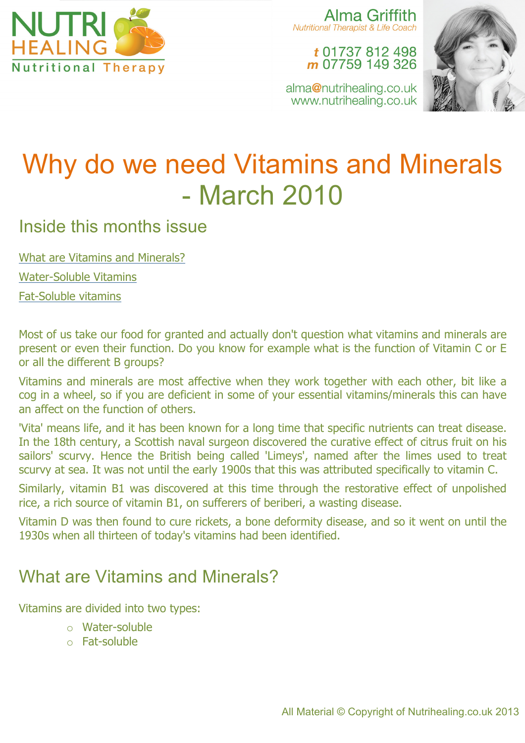NUTRI HEALING

Nutritional Therapy

Alma Griffith

*Nutritional Therapist & Life Coach*

**t** 01737 812 498
**m** 07759 149 326

alma@nutrihealing.co.uk
www.nutrihealing.co.uk

# Why do we need Vitamins and Minerals - March 2010

## Inside this months issue

[What are Vitamins and Minerals?](#)

[Water-Soluble Vitamins](#)

[Fat-Soluble vitamins](#)

Most of us take our food for granted and actually don't question what vitamins and minerals are present or even their function. Do you know for example what is the function of Vitamin C or E or all the different B groups?

Vitamins and minerals are most affective when they work together with each other, bit like a cog in a wheel, so if you are deficient in some of your essential vitamins/minerals this can have an affect on the function of others.

'Vita' means life, and it has been known for a long time that specific nutrients can treat disease. In the 18th century, a Scottish naval surgeon discovered the curative effect of citrus fruit on his sailors' scurvy. Hence the British being called 'Limeys', named after the limes used to treat scurvy at sea. It was not until the early 1900s that this was attributed specifically to vitamin C.

Similarly, vitamin B1 was discovered at this time through the restorative effect of unpolished rice, a rich source of vitamin B1, on sufferers of beriberi, a wasting disease.

Vitamin D was then found to cure rickets, a bone deformity disease, and so it went on until the 1930s when all thirteen of today's vitamins had been identified.

## What are Vitamins and Minerals?

Vitamins are divided into two types:

- Water-soluble
- Fat-soluble

All Material © Copyright of Nutrihealing.co.uk 2013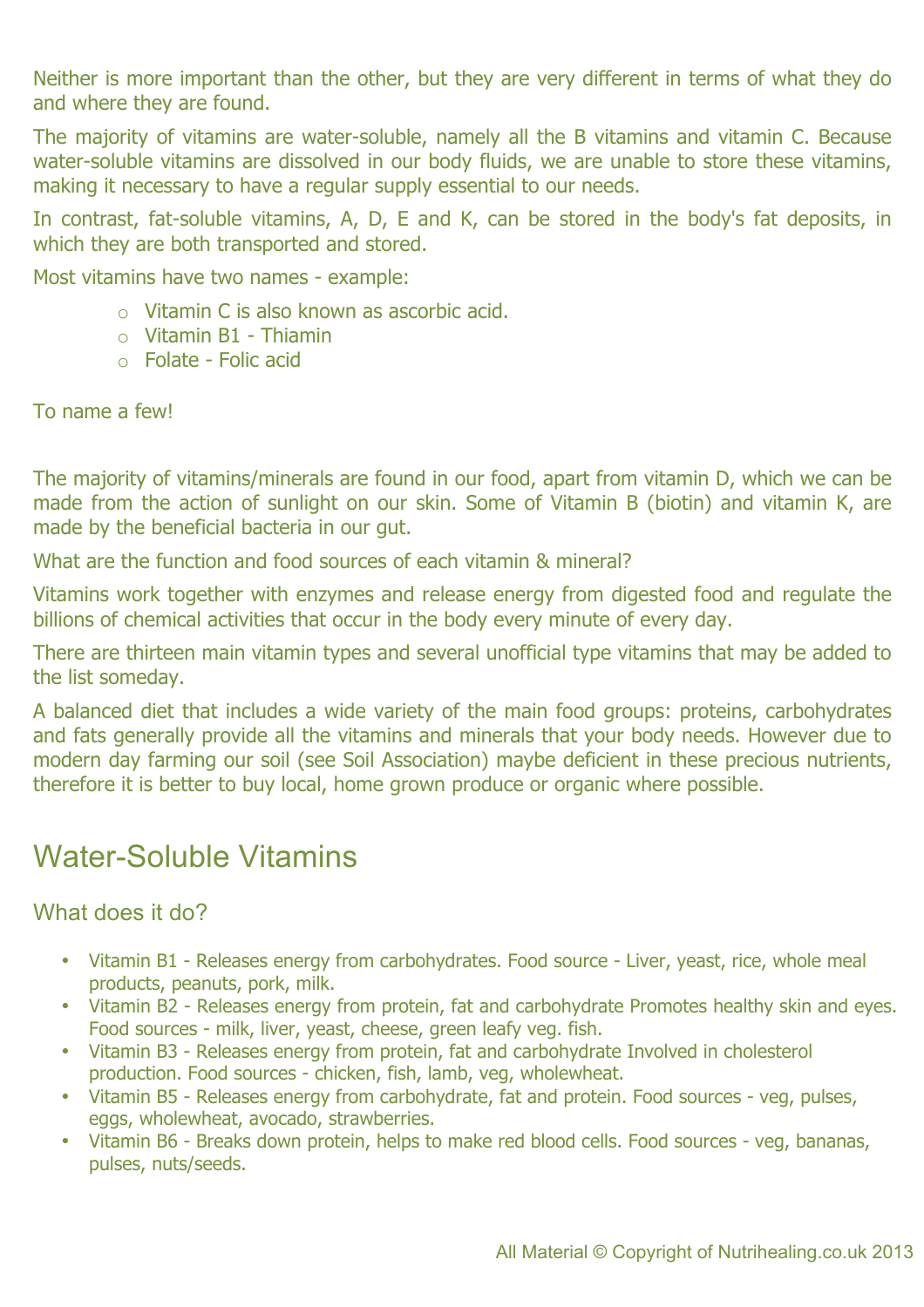Neither is more important than the other, but they are very different in terms of what they do and where they are found.

The majority of vitamins are water-soluble, namely all the B vitamins and vitamin C. Because water-soluble vitamins are dissolved in our body fluids, we are unable to store these vitamins, making it necessary to have a regular supply essential to our needs.

In contrast, fat-soluble vitamins, A, D, E and K, can be stored in the body's fat deposits, in which they are both transported and stored.

Most vitamins have two names - example:

- Vitamin C is also known as ascorbic acid.
- Vitamin B1 - Thiamin
- Folate - Folic acid

To name a few!

The majority of vitamins/minerals are found in our food, apart from vitamin D, which we can be made from the action of sunlight on our skin. Some of Vitamin B (biotin) and vitamin K, are made by the beneficial bacteria in our gut.

What are the function and food sources of each vitamin & mineral?

Vitamins work together with enzymes and release energy from digested food and regulate the billions of chemical activities that occur in the body every minute of every day.

There are thirteen main vitamin types and several unofficial type vitamins that may be added to the list someday.

A balanced diet that includes a wide variety of the main food groups: proteins, carbohydrates and fats generally provide all the vitamins and minerals that your body needs. However due to modern day farming our soil (see Soil Association) maybe deficient in these precious nutrients, therefore it is better to buy local, home grown produce or organic where possible.

## Water-Soluble Vitamins

### What does it do?

- Vitamin B1 - Releases energy from carbohydrates. Food source - Liver, yeast, rice, whole meal products, peanuts, pork, milk.
- Vitamin B2 - Releases energy from protein, fat and carbohydrate Promotes healthy skin and eyes. Food sources - milk, liver, yeast, cheese, green leafy veg. fish.
- Vitamin B3 - Releases energy from protein, fat and carbohydrate Involved in cholesterol production. Food sources - chicken, fish, lamb, veg, wholewheat.
- Vitamin B5 - Releases energy from carbohydrate, fat and protein. Food sources - veg, pulses, eggs, wholewheat, avocado, strawberries.
- Vitamin B6 - Breaks down protein, helps to make red blood cells. Food sources - veg, bananas, pulses, nuts/seeds.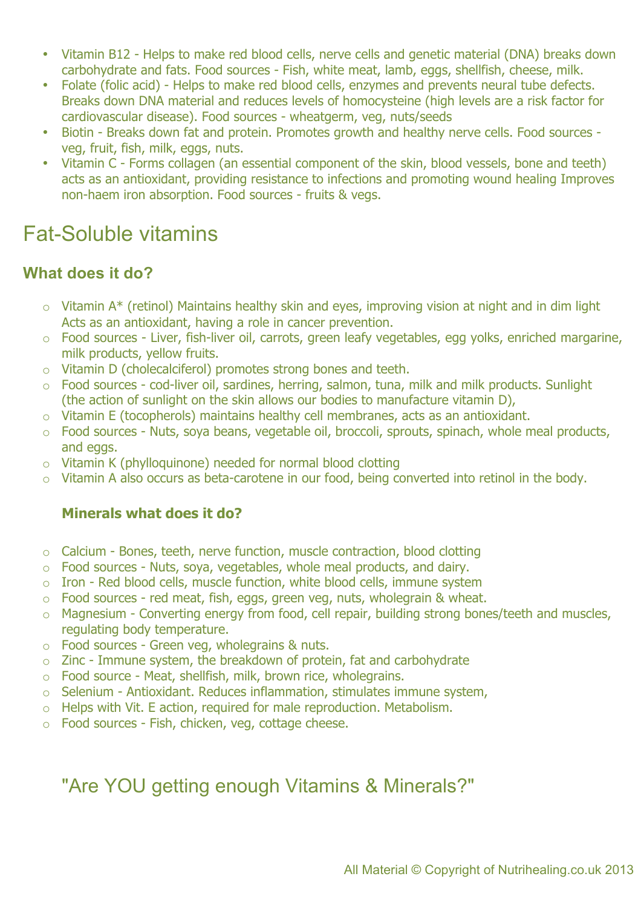- Vitamin B12 - Helps to make red blood cells, nerve cells and genetic material (DNA) breaks down carbohydrate and fats. Food sources - Fish, white meat, lamb, eggs, shellfish, cheese, milk.
- Folate (folic acid) - Helps to make red blood cells, enzymes and prevents neural tube defects. Breaks down DNA material and reduces levels of homocysteine (high levels are a risk factor for cardiovascular disease). Food sources - wheatgerm, veg, nuts/seeds
- Biotin - Breaks down fat and protein. Promotes growth and healthy nerve cells. Food sources - veg, fruit, fish, milk, eggs, nuts.
- Vitamin C - Forms collagen (an essential component of the skin, blood vessels, bone and teeth) acts as an antioxidant, providing resistance to infections and promoting wound healing Improves non-haem iron absorption. Food sources - fruits & vegs.

# Fat-Soluble vitamins

### What does it do?

- Vitamin A* (retinol) Maintains healthy skin and eyes, improving vision at night and in dim light Acts as an antioxidant, having a role in cancer prevention.
- Food sources - Liver, fish-liver oil, carrots, green leafy vegetables, egg yolks, enriched margarine, milk products, yellow fruits.
- Vitamin D (cholecalciferol) promotes strong bones and teeth.
- Food sources - cod-liver oil, sardines, herring, salmon, tuna, milk and milk products. Sunlight (the action of sunlight on the skin allows our bodies to manufacture vitamin D),
- Vitamin E (tocopherols) maintains healthy cell membranes, acts as an antioxidant.
- Food sources - Nuts, soya beans, vegetable oil, broccoli, sprouts, spinach, whole meal products, and eggs.
- Vitamin K (phylloquinone) needed for normal blood clotting
- Vitamin A also occurs as beta-carotene in our food, being converted into retinol in the body.

### Minerals what does it do?

- Calcium - Bones, teeth, nerve function, muscle contraction, blood clotting
- Food sources - Nuts, soya, vegetables, whole meal products, and dairy.
- Iron - Red blood cells, muscle function, white blood cells, immune system
- Food sources - red meat, fish, eggs, green veg, nuts, wholegrain & wheat.
- Magnesium - Converting energy from food, cell repair, building strong bones/teeth and muscles, regulating body temperature.
- Food sources - Green veg, wholegrains & nuts.
- Zinc - Immune system, the breakdown of protein, fat and carbohydrate
- Food source - Meat, shellfish, milk, brown rice, wholegrains.
- Selenium - Antioxidant. Reduces inflammation, stimulates immune system,
- Helps with Vit. E action, required for male reproduction. Metabolism.
- Food sources - Fish, chicken, veg, cottage cheese.

## "Are YOU getting enough Vitamins & Minerals?"

All Material © Copyright of Nutrihealing.co.uk 2013